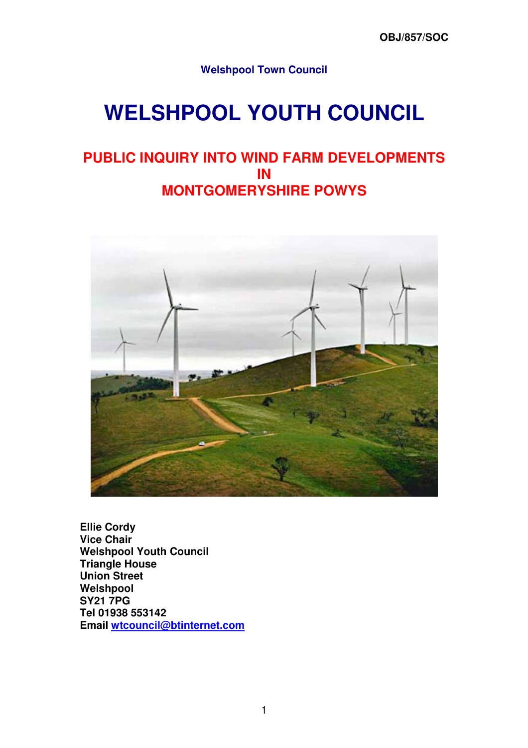OBJ/857/SOC

**Welshpool Town Council**

# WELSHPOOL YOUTH COUNCIL

## PUBLIC INQUIRY INTO WIND FARM DEVELOPMENTS IN MONTGOMERYSHIRE POWYS

**Ellie Cordy**
**Vice Chair**
**Welshpool Youth Council**
**Triangle House**
**Union Street**
**Welshpool**
**SY21 7PG**
**Tel 01938 553142**
**Email wtcouncil@btinternet.com**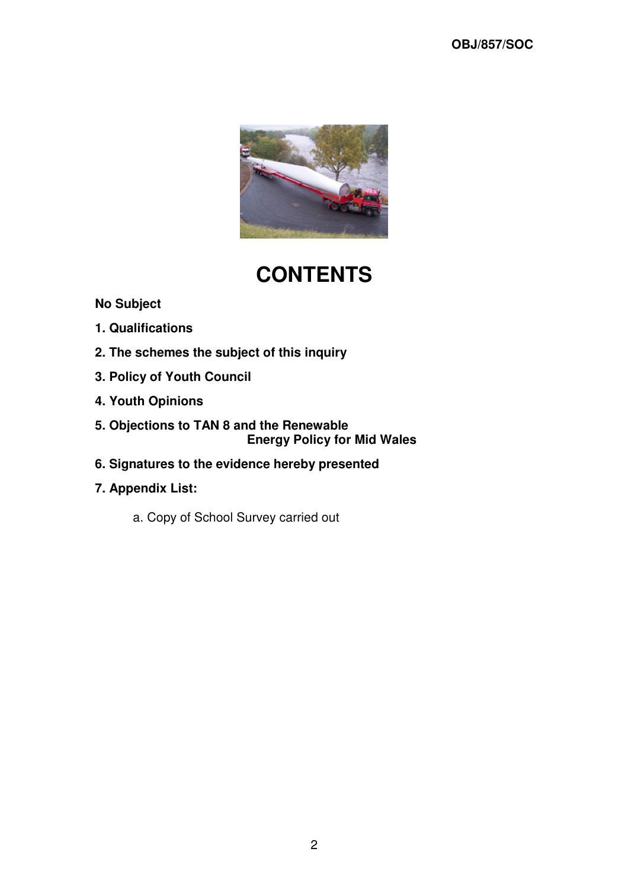# CONTENTS

**No Subject**

**1. Qualifications**

**2. The schemes the subject of this inquiry**

**3. Policy of Youth Council**

**4. Youth Opinions**

**5. Objections to TAN 8 and the Renewable Energy Policy for Mid Wales**

**6. Signatures to the evidence hereby presented**

**7. Appendix List:**

a. Copy of School Survey carried out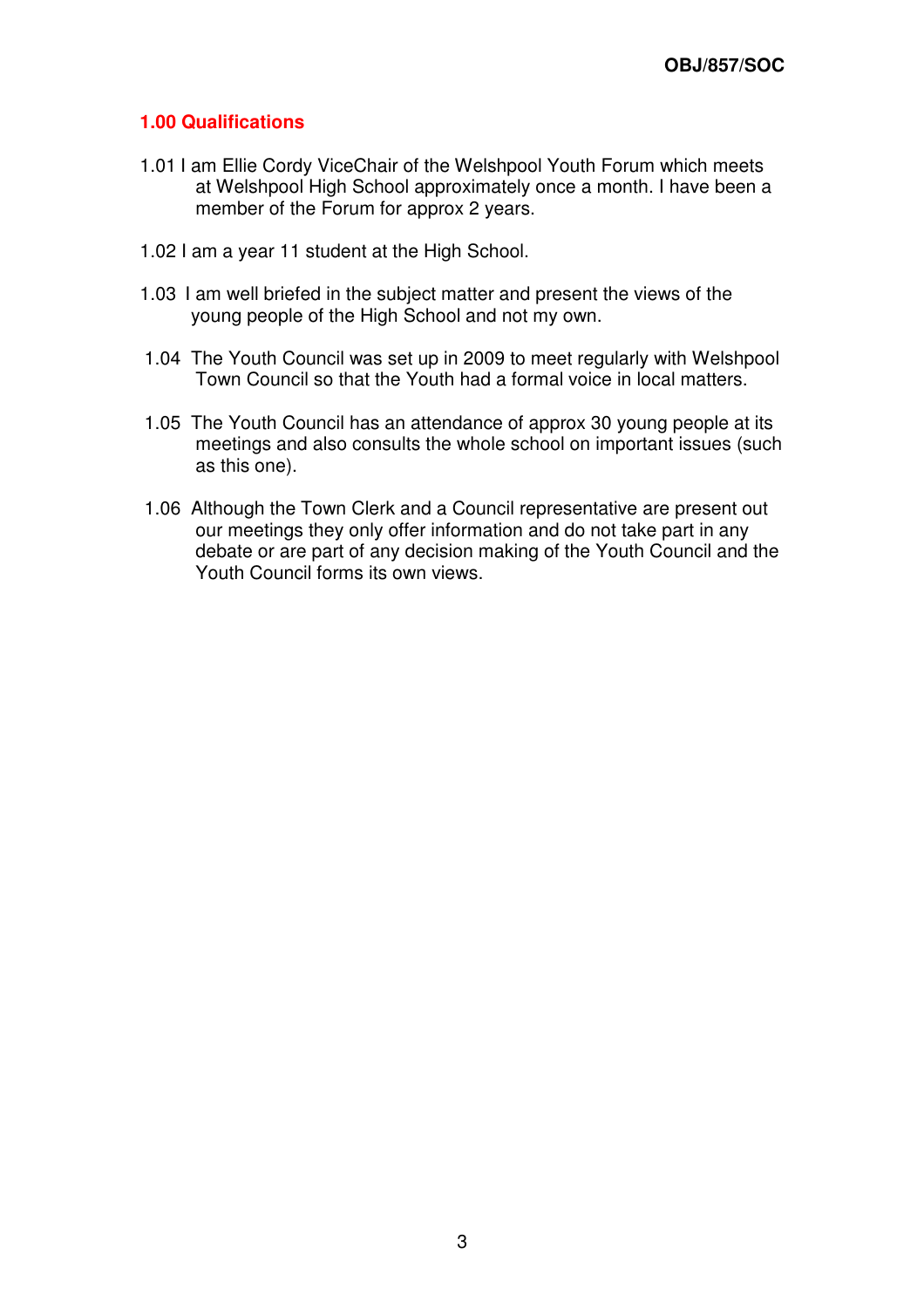OBJ/857/SOC

## 1.00 Qualifications

1.01 I am Ellie Cordy ViceChair of the Welshpool Youth Forum which meets at Welshpool High School approximately once a month. I have been a member of the Forum for approx 2 years.

1.02 I am a year 11 student at the High School.

1.03 I am well briefed in the subject matter and present the views of the young people of the High School and not my own.

1.04 The Youth Council was set up in 2009 to meet regularly with Welshpool Town Council so that the Youth had a formal voice in local matters.

1.05 The Youth Council has an attendance of approx 30 young people at its meetings and also consults the whole school on important issues (such as this one).

1.06 Although the Town Clerk and a Council representative are present out our meetings they only offer information and do not take part in any debate or are part of any decision making of the Youth Council and the Youth Council forms its own views.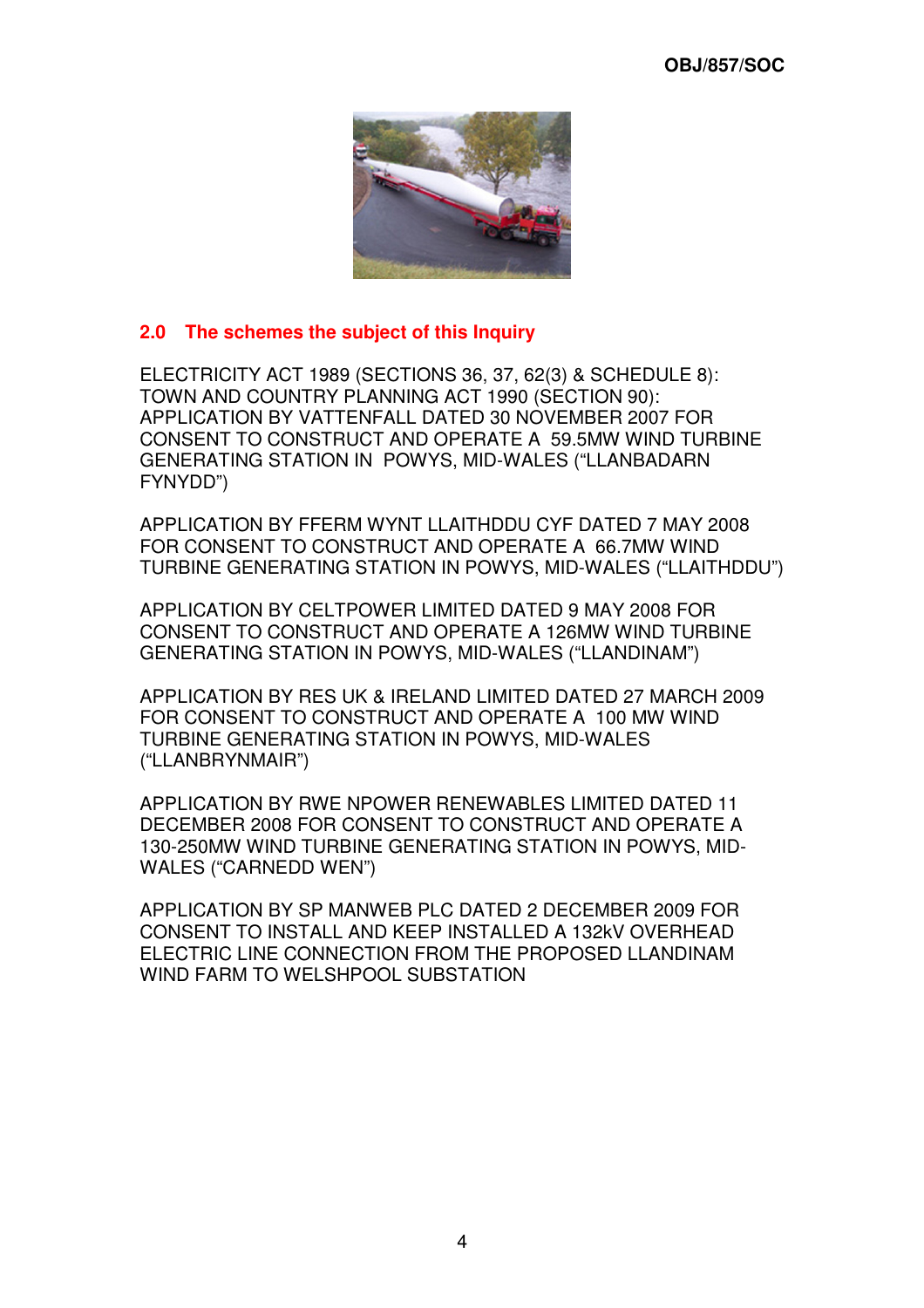## 2.0 The schemes the subject of this Inquiry

ELECTRICITY ACT 1989 (SECTIONS 36, 37, 62(3) & SCHEDULE 8): TOWN AND COUNTRY PLANNING ACT 1990 (SECTION 90): APPLICATION BY VATTENFALL DATED 30 NOVEMBER 2007 FOR CONSENT TO CONSTRUCT AND OPERATE A 59.5MW WIND TURBINE GENERATING STATION IN POWYS, MID-WALES ("LLANBADARN FYNYDD")

APPLICATION BY FFERM WYNT LLAITHDDU CYF DATED 7 MAY 2008 FOR CONSENT TO CONSTRUCT AND OPERATE A 66.7MW WIND TURBINE GENERATING STATION IN POWYS, MID-WALES ("LLAITHDDU")

APPLICATION BY CELTPOWER LIMITED DATED 9 MAY 2008 FOR CONSENT TO CONSTRUCT AND OPERATE A 126MW WIND TURBINE GENERATING STATION IN POWYS, MID-WALES ("LLANDINAM")

APPLICATION BY RES UK & IRELAND LIMITED DATED 27 MARCH 2009 FOR CONSENT TO CONSTRUCT AND OPERATE A 100 MW WIND TURBINE GENERATING STATION IN POWYS, MID-WALES ("LLANBRYNMAIR")

APPLICATION BY RWE NPOWER RENEWABLES LIMITED DATED 11 DECEMBER 2008 FOR CONSENT TO CONSTRUCT AND OPERATE A 130-250MW WIND TURBINE GENERATING STATION IN POWYS, MID-WALES ("CARNEDD WEN")

APPLICATION BY SP MANWEB PLC DATED 2 DECEMBER 2009 FOR CONSENT TO INSTALL AND KEEP INSTALLED A 132kV OVERHEAD ELECTRIC LINE CONNECTION FROM THE PROPOSED LLANDINAM WIND FARM TO WELSHPOOL SUBSTATION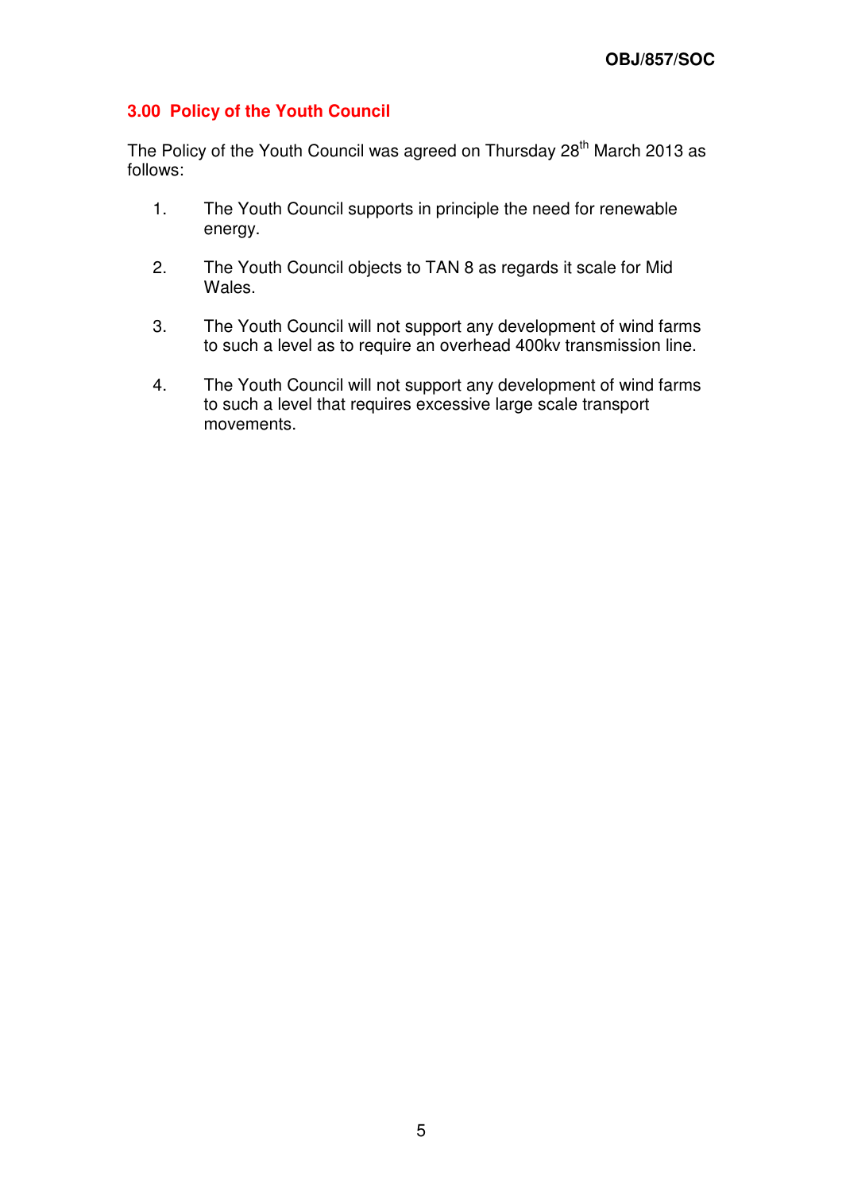## 3.00 Policy of the Youth Council

The Policy of the Youth Council was agreed on Thursday 28th March 2013 as follows:

1. The Youth Council supports in principle the need for renewable energy.

2. The Youth Council objects to TAN 8 as regards it scale for Mid Wales.

3. The Youth Council will not support any development of wind farms to such a level as to require an overhead 400kv transmission line.

4. The Youth Council will not support any development of wind farms to such a level that requires excessive large scale transport movements.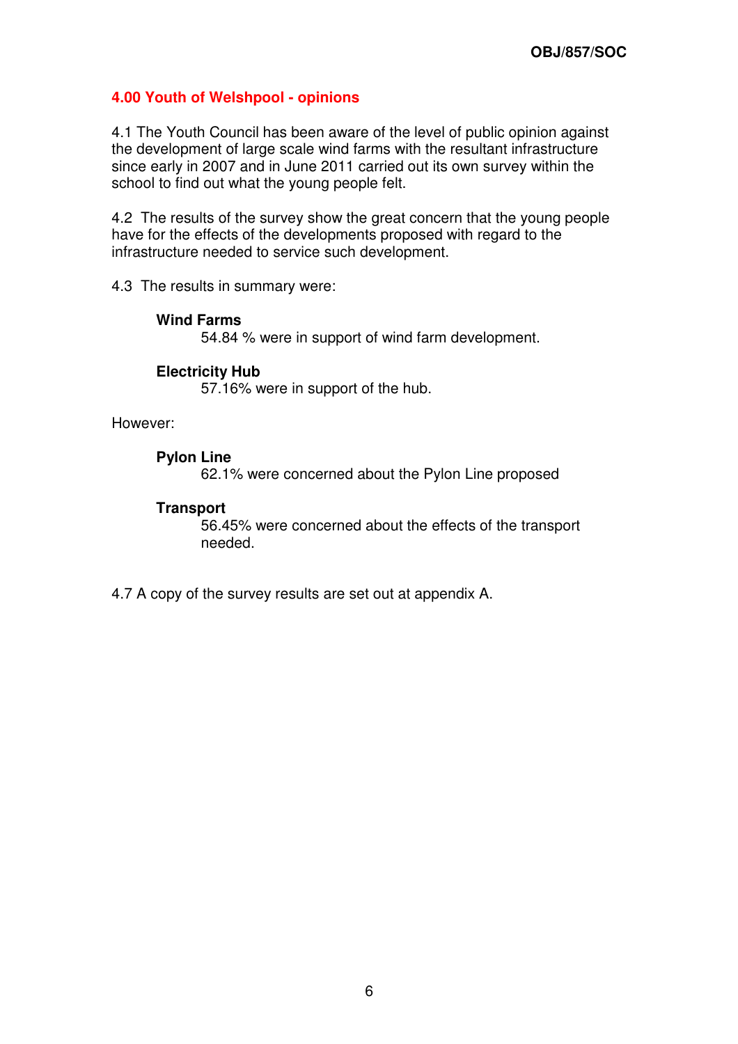## 4.00 Youth of Welshpool - opinions

4.1 The Youth Council has been aware of the level of public opinion against the development of large scale wind farms with the resultant infrastructure since early in 2007 and in June 2011 carried out its own survey within the school to find out what the young people felt.

4.2 The results of the survey show the great concern that the young people have for the effects of the developments proposed with regard to the infrastructure needed to service such development.

4.3 The results in summary were:

**Wind Farms**

54.84 % were in support of wind farm development.

**Electricity Hub**

57.16% were in support of the hub.

However:

**Pylon Line**

62.1% were concerned about the Pylon Line proposed

**Transport**

56.45% were concerned about the effects of the transport needed.

4.7 A copy of the survey results are set out at appendix A.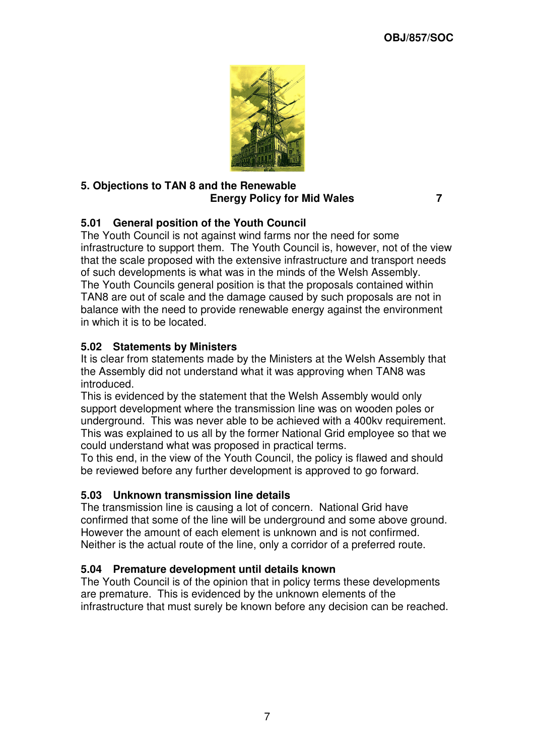## 5. Objections to TAN 8 and the Renewable Energy Policy for Mid Wales 7

### 5.01 General position of the Youth Council

The Youth Council is not against wind farms nor the need for some infrastructure to support them. The Youth Council is, however, not of the view that the scale proposed with the extensive infrastructure and transport needs of such developments is what was in the minds of the Welsh Assembly. The Youth Councils general position is that the proposals contained within TAN8 are out of scale and the damage caused by such proposals are not in balance with the need to provide renewable energy against the environment in which it is to be located.

### 5.02 Statements by Ministers

It is clear from statements made by the Ministers at the Welsh Assembly that the Assembly did not understand what it was approving when TAN8 was introduced.

This is evidenced by the statement that the Welsh Assembly would only support development where the transmission line was on wooden poles or underground. This was never able to be achieved with a 400kv requirement. This was explained to us all by the former National Grid employee so that we could understand what was proposed in practical terms.

To this end, in the view of the Youth Council, the policy is flawed and should be reviewed before any further development is approved to go forward.

### 5.03 Unknown transmission line details

The transmission line is causing a lot of concern. National Grid have confirmed that some of the line will be underground and some above ground. However the amount of each element is unknown and is not confirmed. Neither is the actual route of the line, only a corridor of a preferred route.

### 5.04 Premature development until details known

The Youth Council is of the opinion that in policy terms these developments are premature. This is evidenced by the unknown elements of the infrastructure that must surely be known before any decision can be reached.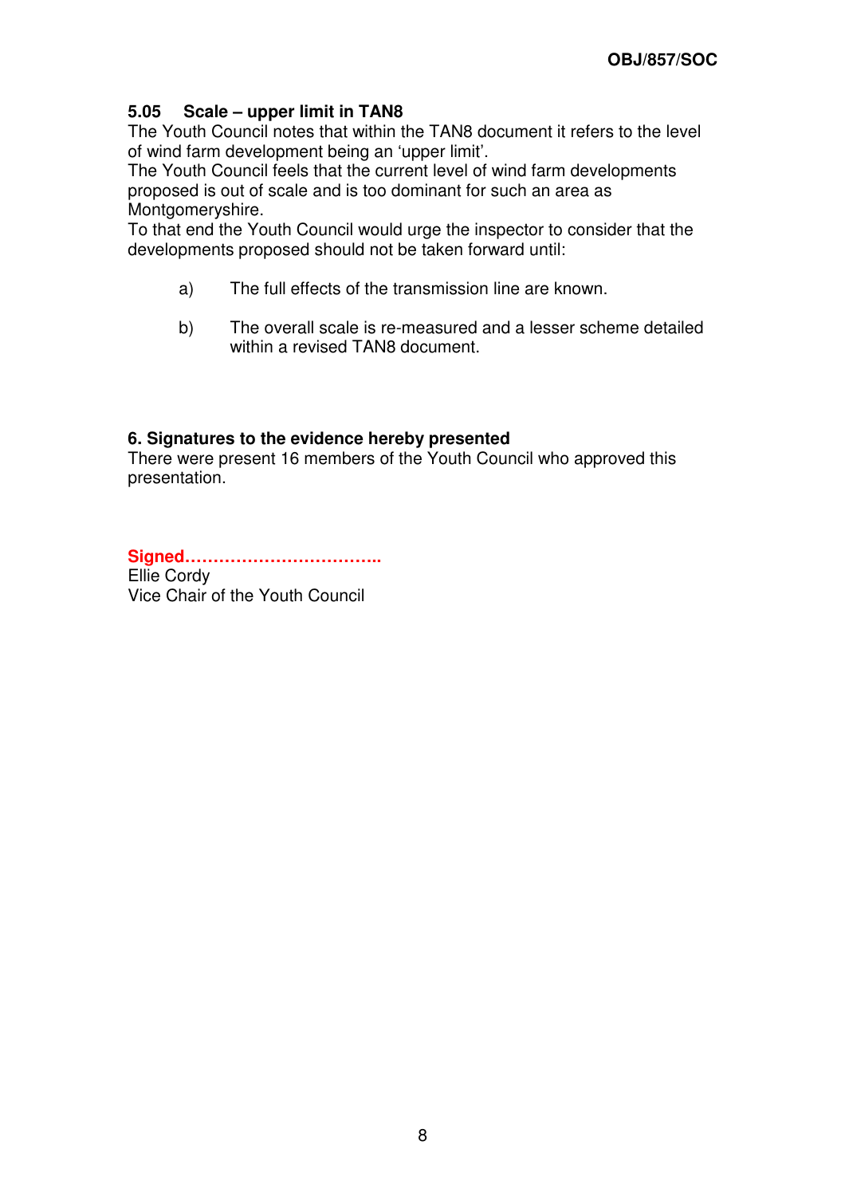### 5.05 Scale – upper limit in TAN8

The Youth Council notes that within the TAN8 document it refers to the level of wind farm development being an 'upper limit'.

The Youth Council feels that the current level of wind farm developments proposed is out of scale and is too dominant for such an area as Montgomeryshire.

To that end the Youth Council would urge the inspector to consider that the developments proposed should not be taken forward until:

a) The full effects of the transmission line are known.

b) The overall scale is re-measured and a lesser scheme detailed within a revised TAN8 document.

### 6. Signatures to the evidence hereby presented

There were present 16 members of the Youth Council who approved this presentation.

**Signed……………………………..**
Ellie Cordy
Vice Chair of the Youth Council